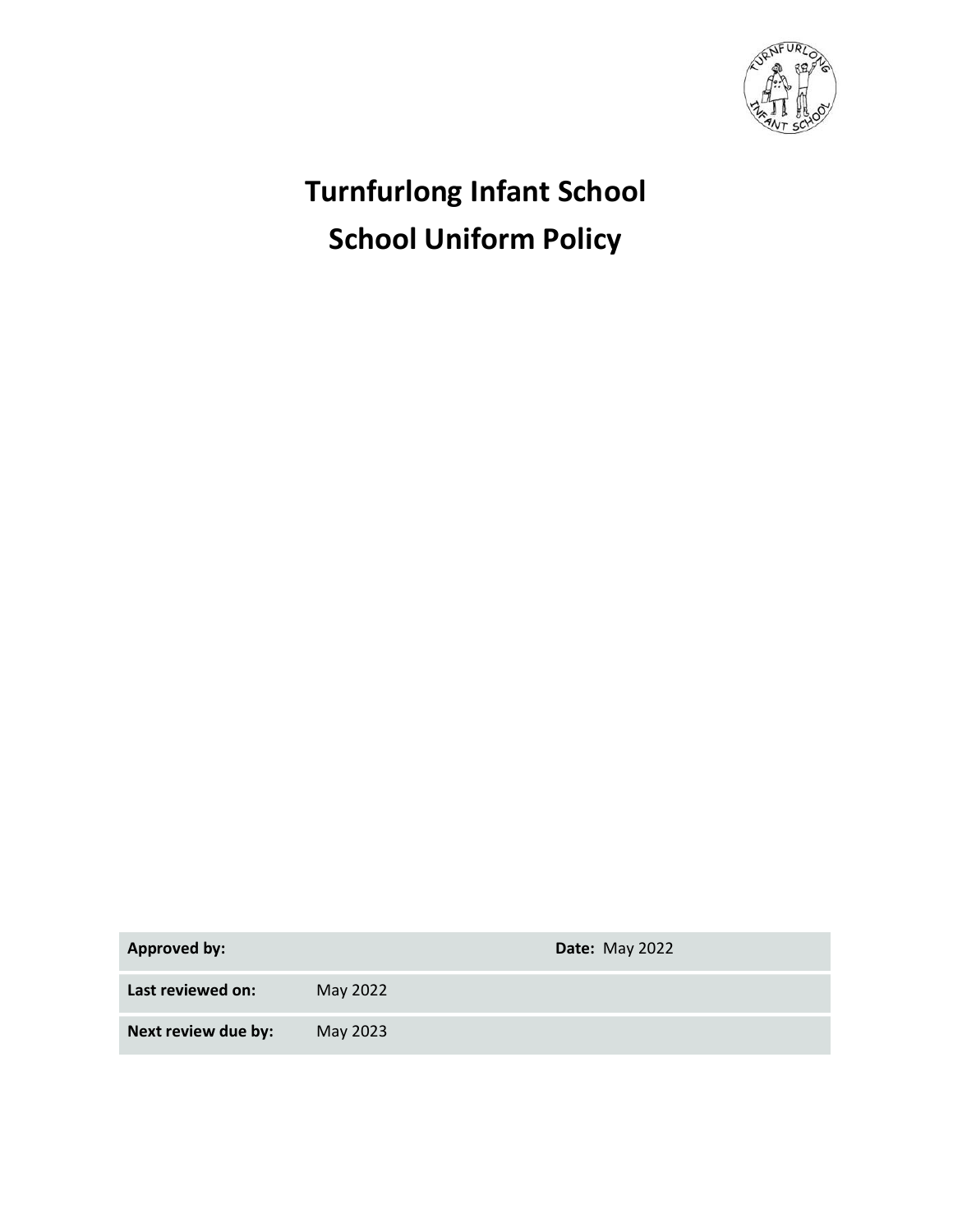# Turnfurlong Infant School

# School Uniform Policy

| **Approved by:** | | **Date:** May 2022 |
|---|---|---|
| **Last reviewed on:** | May 2022 | |
| **Next review due by:** | May 2023 | |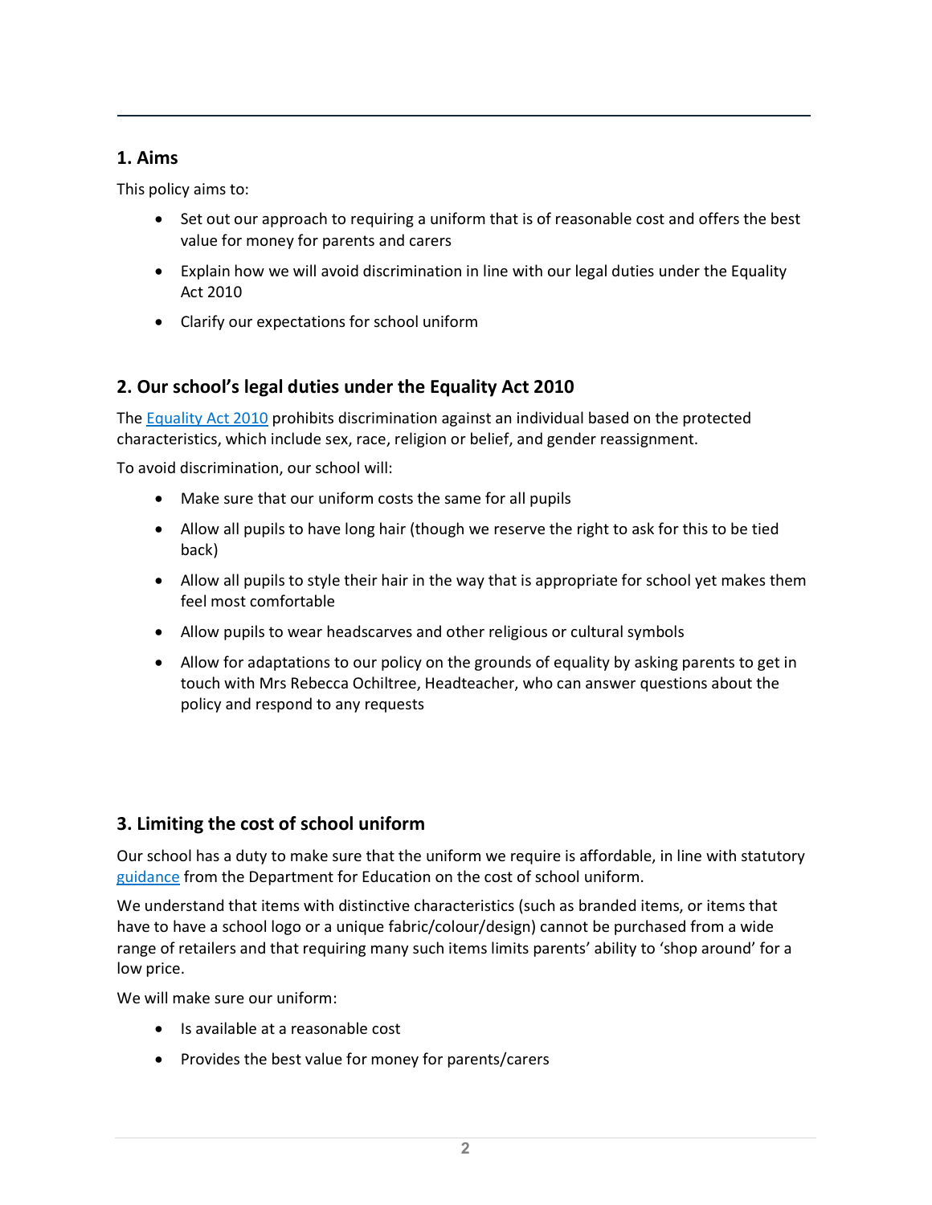## 1. Aims

This policy aims to:

- Set out our approach to requiring a uniform that is of reasonable cost and offers the best value for money for parents and carers
- Explain how we will avoid discrimination in line with our legal duties under the Equality Act 2010
- Clarify our expectations for school uniform

## 2. Our school's legal duties under the Equality Act 2010

The [Equality Act 2010](#) prohibits discrimination against an individual based on the protected characteristics, which include sex, race, religion or belief, and gender reassignment.

To avoid discrimination, our school will:

- Make sure that our uniform costs the same for all pupils
- Allow all pupils to have long hair (though we reserve the right to ask for this to be tied back)
- Allow all pupils to style their hair in the way that is appropriate for school yet makes them feel most comfortable
- Allow pupils to wear headscarves and other religious or cultural symbols
- Allow for adaptations to our policy on the grounds of equality by asking parents to get in touch with Mrs Rebecca Ochiltree, Headteacher, who can answer questions about the policy and respond to any requests

## 3. Limiting the cost of school uniform

Our school has a duty to make sure that the uniform we require is affordable, in line with statutory [guidance](#) from the Department for Education on the cost of school uniform.

We understand that items with distinctive characteristics (such as branded items, or items that have to have a school logo or a unique fabric/colour/design) cannot be purchased from a wide range of retailers and that requiring many such items limits parents' ability to 'shop around' for a low price.

We will make sure our uniform:

- Is available at a reasonable cost
- Provides the best value for money for parents/carers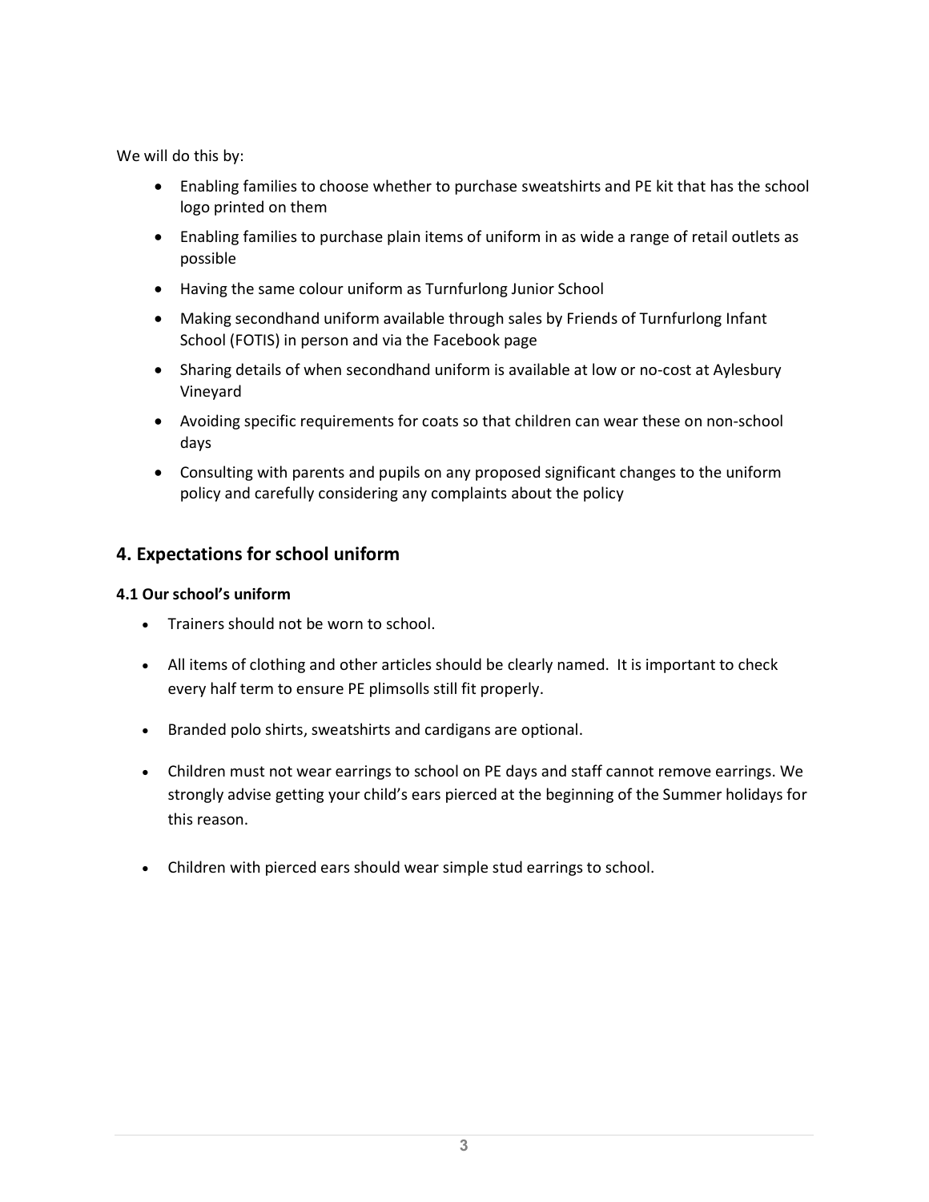We will do this by:

- Enabling families to choose whether to purchase sweatshirts and PE kit that has the school logo printed on them
- Enabling families to purchase plain items of uniform in as wide a range of retail outlets as possible
- Having the same colour uniform as Turnfurlong Junior School
- Making secondhand uniform available through sales by Friends of Turnfurlong Infant School (FOTIS) in person and via the Facebook page
- Sharing details of when secondhand uniform is available at low or no-cost at Aylesbury Vineyard
- Avoiding specific requirements for coats so that children can wear these on non-school days
- Consulting with parents and pupils on any proposed significant changes to the uniform policy and carefully considering any complaints about the policy

## 4. Expectations for school uniform

### 4.1 Our school's uniform

- Trainers should not be worn to school.
- All items of clothing and other articles should be clearly named. It is important to check every half term to ensure PE plimsolls still fit properly.
- Branded polo shirts, sweatshirts and cardigans are optional.
- Children must not wear earrings to school on PE days and staff cannot remove earrings. We strongly advise getting your child's ears pierced at the beginning of the Summer holidays for this reason.
- Children with pierced ears should wear simple stud earrings to school.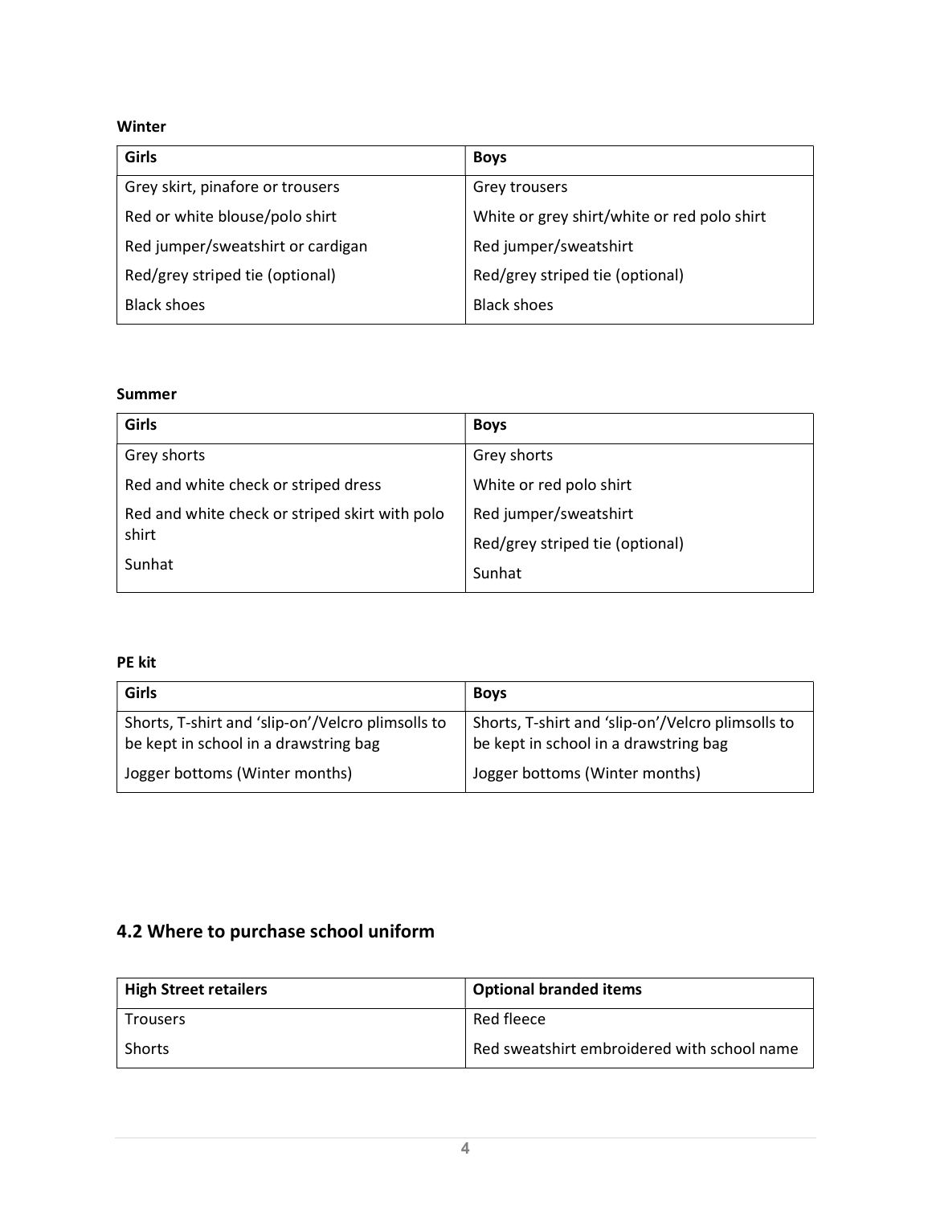**Winter**

| Girls | Boys |
|---|---|
| Grey skirt, pinafore or trousers | Grey trousers |
| Red or white blouse/polo shirt | White or grey shirt/white or red polo shirt |
| Red jumper/sweatshirt or cardigan | Red jumper/sweatshirt |
| Red/grey striped tie (optional) | Red/grey striped tie (optional) |
| Black shoes | Black shoes |

**Summer**

| Girls | Boys |
|---|---|
| Grey shorts | Grey shorts |
| Red and white check or striped dress | White or red polo shirt |
| Red and white check or striped skirt with polo shirt | Red jumper/sweatshirt |
| Sunhat | Red/grey striped tie (optional) |
| | Sunhat |

**PE kit**

| Girls | Boys |
|---|---|
| Shorts, T-shirt and 'slip-on'/Velcro plimsolls to be kept in school in a drawstring bag | Shorts, T-shirt and 'slip-on'/Velcro plimsolls to be kept in school in a drawstring bag |
| Jogger bottoms (Winter months) | Jogger bottoms (Winter months) |

## 4.2 Where to purchase school uniform

| High Street retailers | Optional branded items |
|---|---|
| Trousers | Red fleece |
| Shorts | Red sweatshirt embroidered with school name |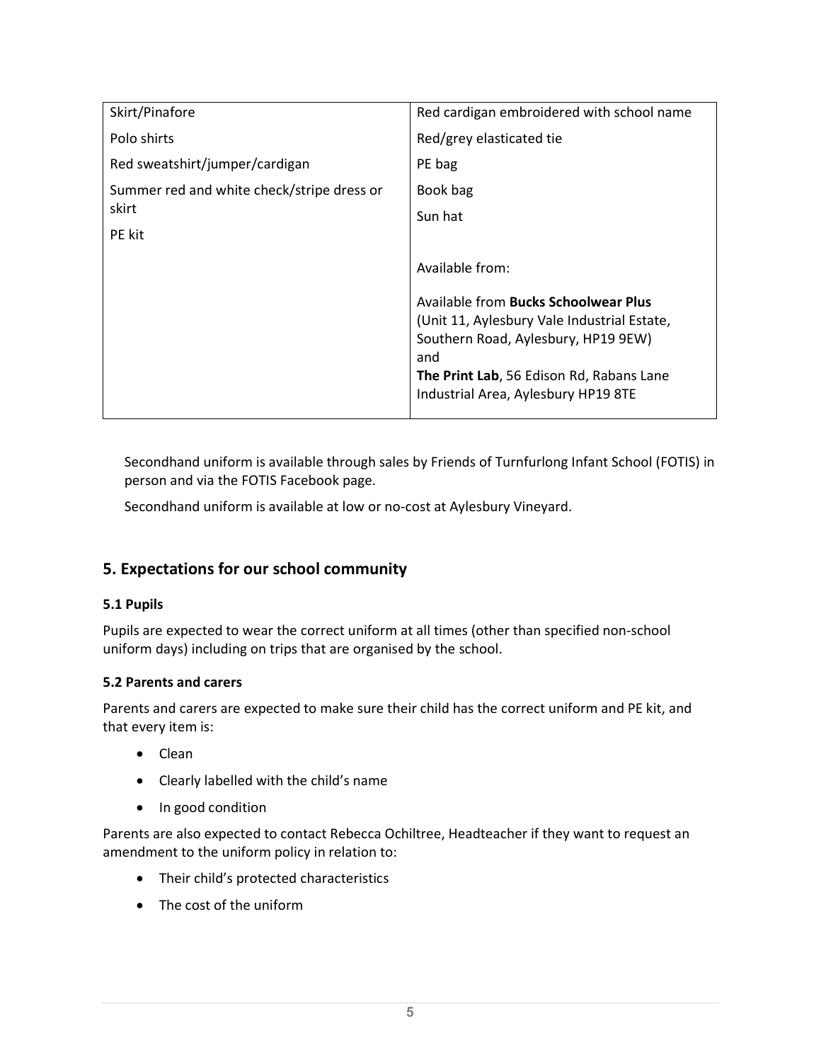| Skirt/Pinafore<br>Polo shirts<br>Red sweatshirt/jumper/cardigan<br>Summer red and white check/stripe dress or skirt<br>PE kit | Red cardigan embroidered with school name<br>Red/grey elasticated tie<br>PE bag<br>Book bag<br>Sun hat<br><br>Available from:<br><br>Available from **Bucks Schoolwear Plus** (Unit 11, Aylesbury Vale Industrial Estate, Southern Road, Aylesbury, HP19 9EW)<br>and<br>**The Print Lab**, 56 Edison Rd, Rabans Lane Industrial Area, Aylesbury HP19 8TE |
|---|---|

Secondhand uniform is available through sales by Friends of Turnfurlong Infant School (FOTIS) in person and via the FOTIS Facebook page.

Secondhand uniform is available at low or no-cost at Aylesbury Vineyard.

## 5. Expectations for our school community

### 5.1 Pupils

Pupils are expected to wear the correct uniform at all times (other than specified non-school uniform days) including on trips that are organised by the school.

### 5.2 Parents and carers

Parents and carers are expected to make sure their child has the correct uniform and PE kit, and that every item is:

- Clean
- Clearly labelled with the child's name
- In good condition

Parents are also expected to contact Rebecca Ochiltree, Headteacher if they want to request an amendment to the uniform policy in relation to:

- Their child's protected characteristics
- The cost of the uniform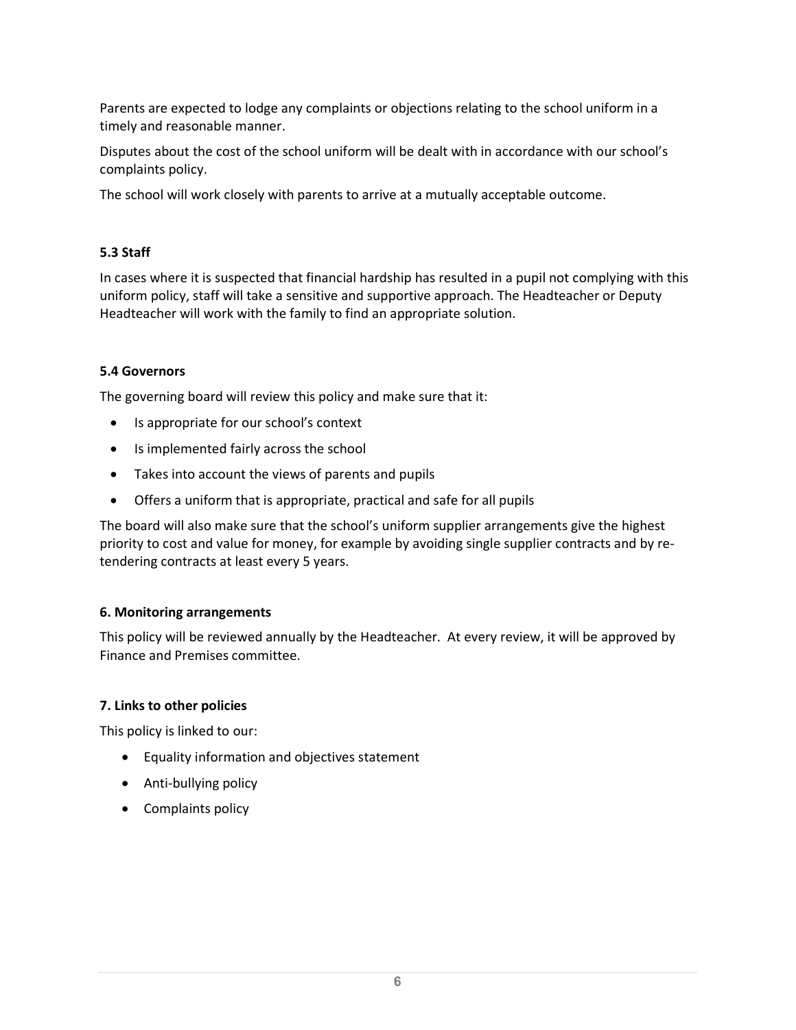Parents are expected to lodge any complaints or objections relating to the school uniform in a timely and reasonable manner.

Disputes about the cost of the school uniform will be dealt with in accordance with our school's complaints policy.

The school will work closely with parents to arrive at a mutually acceptable outcome.

**5.3 Staff**

In cases where it is suspected that financial hardship has resulted in a pupil not complying with this uniform policy, staff will take a sensitive and supportive approach. The Headteacher or Deputy Headteacher will work with the family to find an appropriate solution.

**5.4 Governors**

The governing board will review this policy and make sure that it:

- Is appropriate for our school's context
- Is implemented fairly across the school
- Takes into account the views of parents and pupils
- Offers a uniform that is appropriate, practical and safe for all pupils

The board will also make sure that the school's uniform supplier arrangements give the highest priority to cost and value for money, for example by avoiding single supplier contracts and by re-tendering contracts at least every 5 years.

**6. Monitoring arrangements**

This policy will be reviewed annually by the Headteacher. At every review, it will be approved by Finance and Premises committee.

**7. Links to other policies**

This policy is linked to our:

- Equality information and objectives statement
- Anti-bullying policy
- Complaints policy